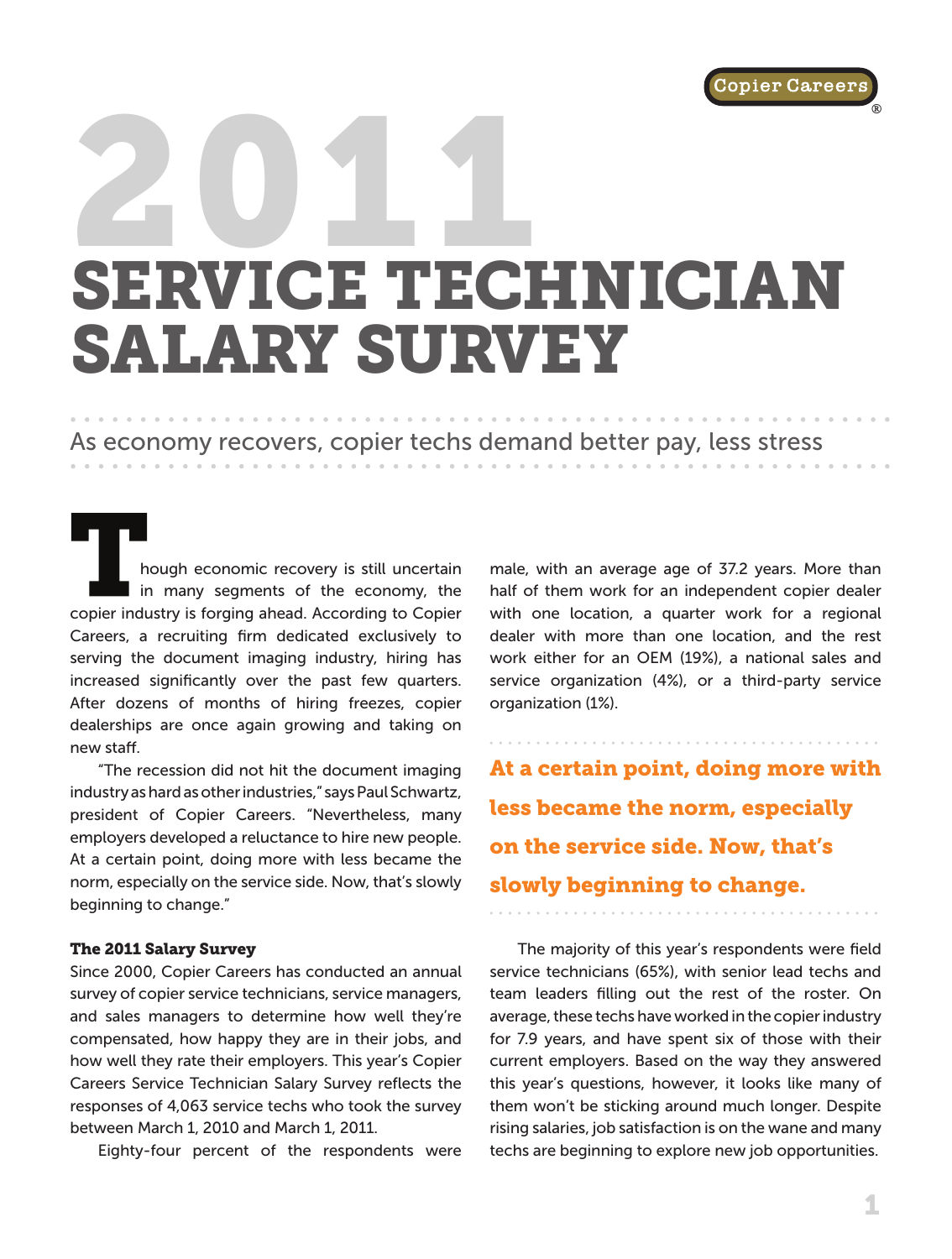Copier Careers®

# 2011 SERVICE TECHNICIAN SALARY SURVEY

As economy recovers, copier techs demand better pay, less stress

Though economic recovery is still uncertain in many segments of the economy, the copier industry is forging ahead. According to Copier Careers, a recruiting firm dedicated exclusively to serving the document imaging industry, hiring has increased significantly over the past few quarters. After dozens of months of hiring freezes, copier dealerships are once again growing and taking on new staff.

"The recession did not hit the document imaging industry as hard as other industries," says Paul Schwartz, president of Copier Careers. "Nevertheless, many employers developed a reluctance to hire new people. At a certain point, doing more with less became the norm, especially on the service side. Now, that's slowly beginning to change."

### The 2011 Salary Survey

Since 2000, Copier Careers has conducted an annual survey of copier service technicians, service managers, and sales managers to determine how well they're compensated, how happy they are in their jobs, and how well they rate their employers. This year's Copier Careers Service Technician Salary Survey reflects the responses of 4,063 service techs who took the survey between March 1, 2010 and March 1, 2011.

Eighty-four percent of the respondents were male, with an average age of 37.2 years. More than half of them work for an independent copier dealer with one location, a quarter work for a regional dealer with more than one location, and the rest work either for an OEM (19%), a national sales and service organization (4%), or a third-party service organization (1%).

**At a certain point, doing more with less became the norm, especially on the service side. Now, that's slowly beginning to change.**

The majority of this year's respondents were field service technicians (65%), with senior lead techs and team leaders filling out the rest of the roster. On average, these techs have worked in the copier industry for 7.9 years, and have spent six of those with their current employers. Based on the way they answered this year's questions, however, it looks like many of them won't be sticking around much longer. Despite rising salaries, job satisfaction is on the wane and many techs are beginning to explore new job opportunities.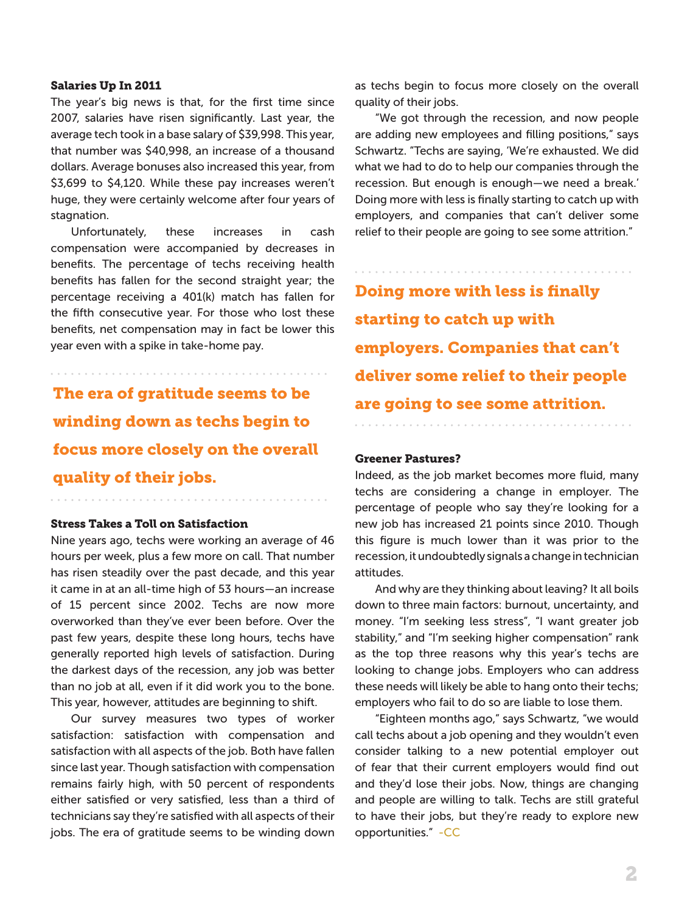### Salaries Up In 2011

The year's big news is that, for the first time since 2007, salaries have risen significantly. Last year, the average tech took in a base salary of $39,998. This year, that number was $40,998, an increase of a thousand dollars. Average bonuses also increased this year, from $3,699 to $4,120. While these pay increases weren't huge, they were certainly welcome after four years of stagnation.

Unfortunately, these increases in cash compensation were accompanied by decreases in benefits. The percentage of techs receiving health benefits has fallen for the second straight year; the percentage receiving a 401(k) match has fallen for the fifth consecutive year. For those who lost these benefits, net compensation may in fact be lower this year even with a spike in take-home pay.

**The era of gratitude seems to be winding down as techs begin to focus more closely on the overall quality of their jobs.**

### Stress Takes a Toll on Satisfaction

Nine years ago, techs were working an average of 46 hours per week, plus a few more on call. That number has risen steadily over the past decade, and this year it came in at an all-time high of 53 hours—an increase of 15 percent since 2002. Techs are now more overworked than they've ever been before. Over the past few years, despite these long hours, techs have generally reported high levels of satisfaction. During the darkest days of the recession, any job was better than no job at all, even if it did work you to the bone. This year, however, attitudes are beginning to shift.

Our survey measures two types of worker satisfaction: satisfaction with compensation and satisfaction with all aspects of the job. Both have fallen since last year. Though satisfaction with compensation remains fairly high, with 50 percent of respondents either satisfied or very satisfied, less than a third of technicians say they're satisfied with all aspects of their jobs. The era of gratitude seems to be winding down as techs begin to focus more closely on the overall quality of their jobs.

"We got through the recession, and now people are adding new employees and filling positions," says Schwartz. "Techs are saying, 'We're exhausted. We did what we had to do to help our companies through the recession. But enough is enough—we need a break.' Doing more with less is finally starting to catch up with employers, and companies that can't deliver some relief to their people are going to see some attrition."

**Doing more with less is finally starting to catch up with employers. Companies that can't deliver some relief to their people are going to see some attrition.**

### Greener Pastures?

Indeed, as the job market becomes more fluid, many techs are considering a change in employer. The percentage of people who say they're looking for a new job has increased 21 points since 2010. Though this figure is much lower than it was prior to the recession, it undoubtedly signals a change in technician attitudes.

And why are they thinking about leaving? It all boils down to three main factors: burnout, uncertainty, and money. "I'm seeking less stress", "I want greater job stability," and "I'm seeking higher compensation" rank as the top three reasons why this year's techs are looking to change jobs. Employers who can address these needs will likely be able to hang onto their techs; employers who fail to do so are liable to lose them.

"Eighteen months ago," says Schwartz, "we would call techs about a job opening and they wouldn't even consider talking to a new potential employer out of fear that their current employers would find out and they'd lose their jobs. Now, things are changing and people are willing to talk. Techs are still grateful to have their jobs, but they're ready to explore new opportunities." -CC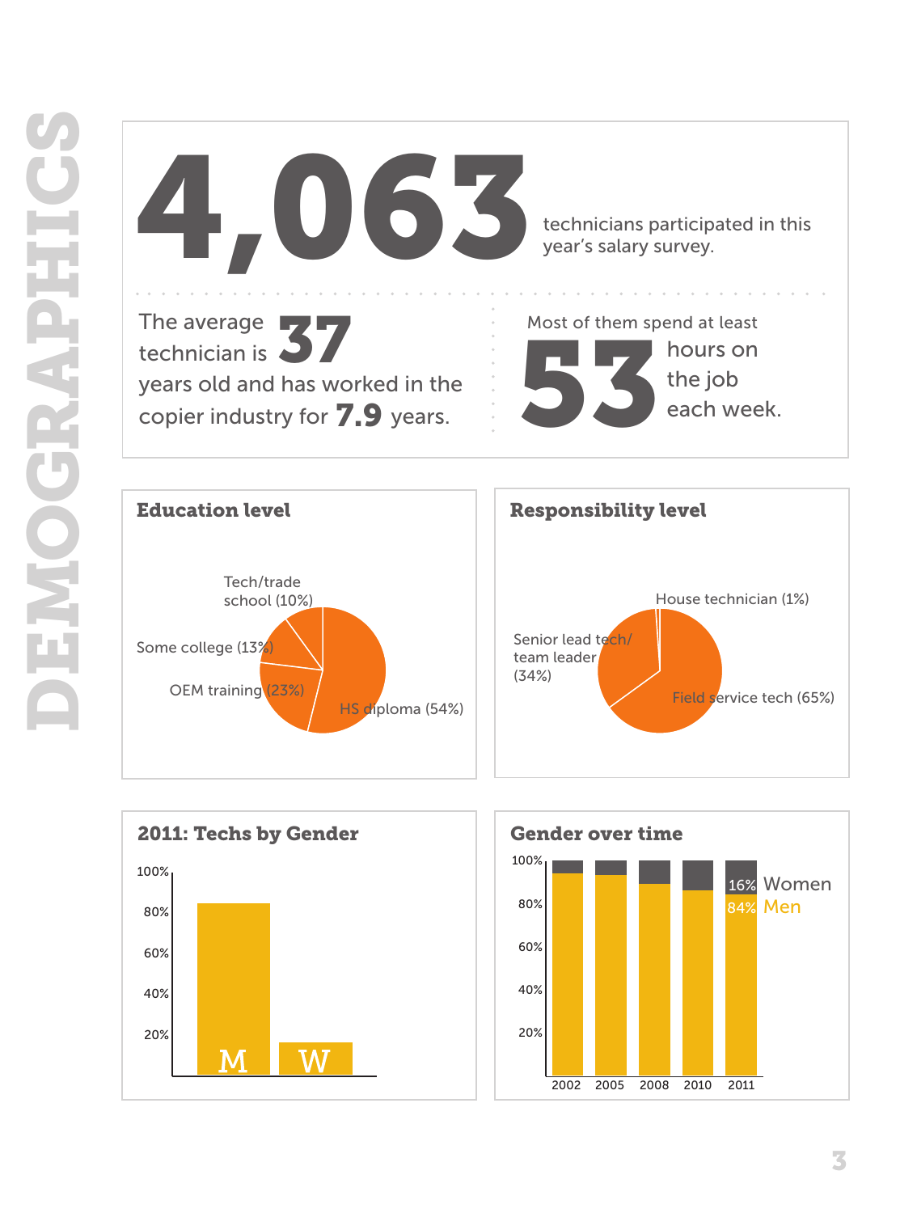# DEMOGRAPHICS

**4,063** technicians participated in this year's salary survey.

The average technician is **37** years old and has worked in the copier industry for **7.9** years.

Most of them spend at least **53** hours on the job each week.

## Education level

- Tech/trade school (10%)
- Some college (13%)
- OEM training (23%)
- HS diploma (54%)

## Responsibility level

- House technician (1%)
- Senior lead tech/ team leader (34%)
- Field service tech (65%)

## 2011: Techs by Gender

100%
80%
60%
40%
20%

M W

## Gender over time

100%
80%
60%
40%
20%

2002 2005 2008 2010 2011

16% Women
84% Men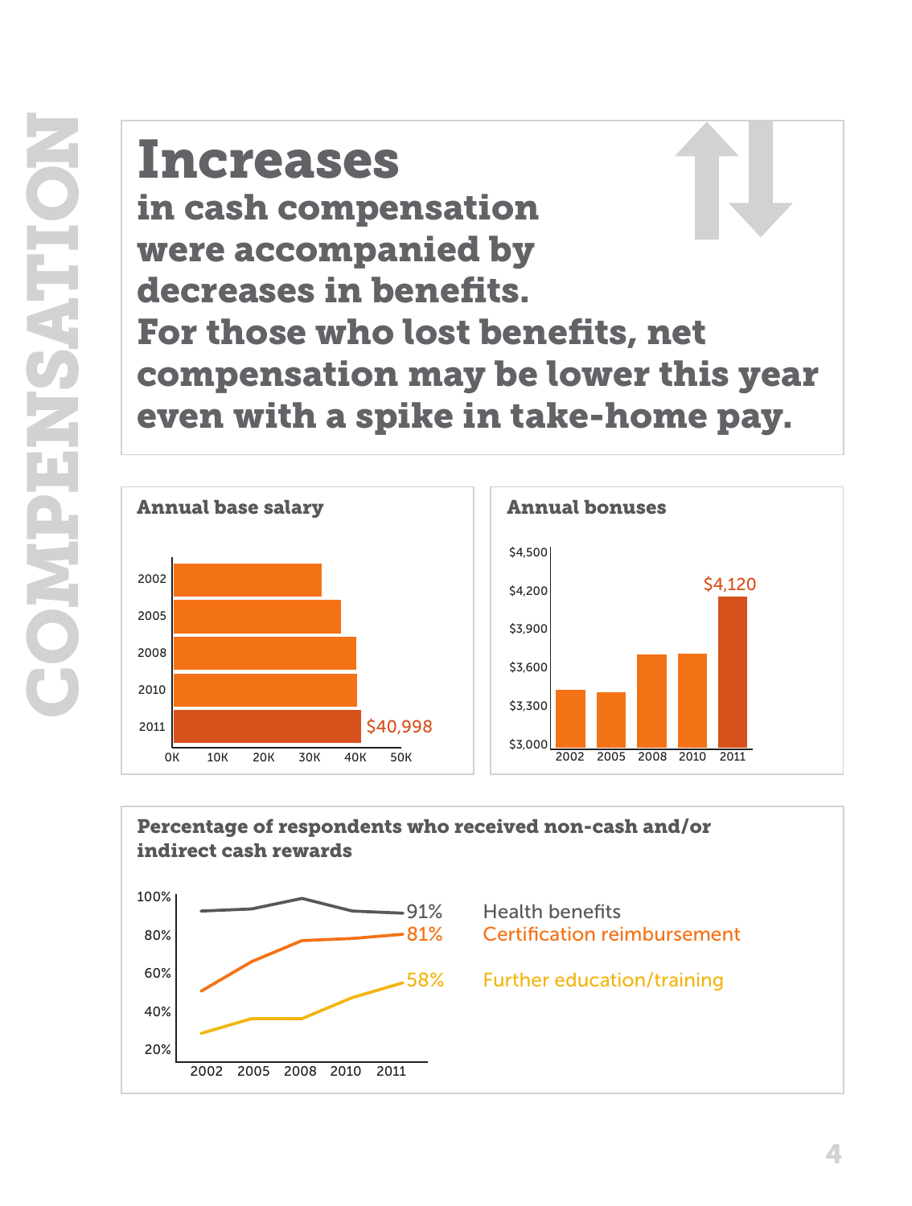COMPENSATION

# Increases

## in cash compensation were accompanied by decreases in benefits. For those who lost benefits, net compensation may be lower this year even with a spike in take-home pay.

### Annual base salary

2002
2005
2008
2010
2011

$40,998

0K 10K 20K 30K 40K 50K

### Annual bonuses

$4,500
$4,200
$3,900
$3,600
$3,300
$3,000

$4,120

2002 2005 2008 2010 2011

### Percentage of respondents who received non-cash and/or indirect cash rewards

100%
80%
60%
40%
20%

2002 2005 2008 2010 2011

91% Health benefits
81% Certification reimbursement
58% Further education/training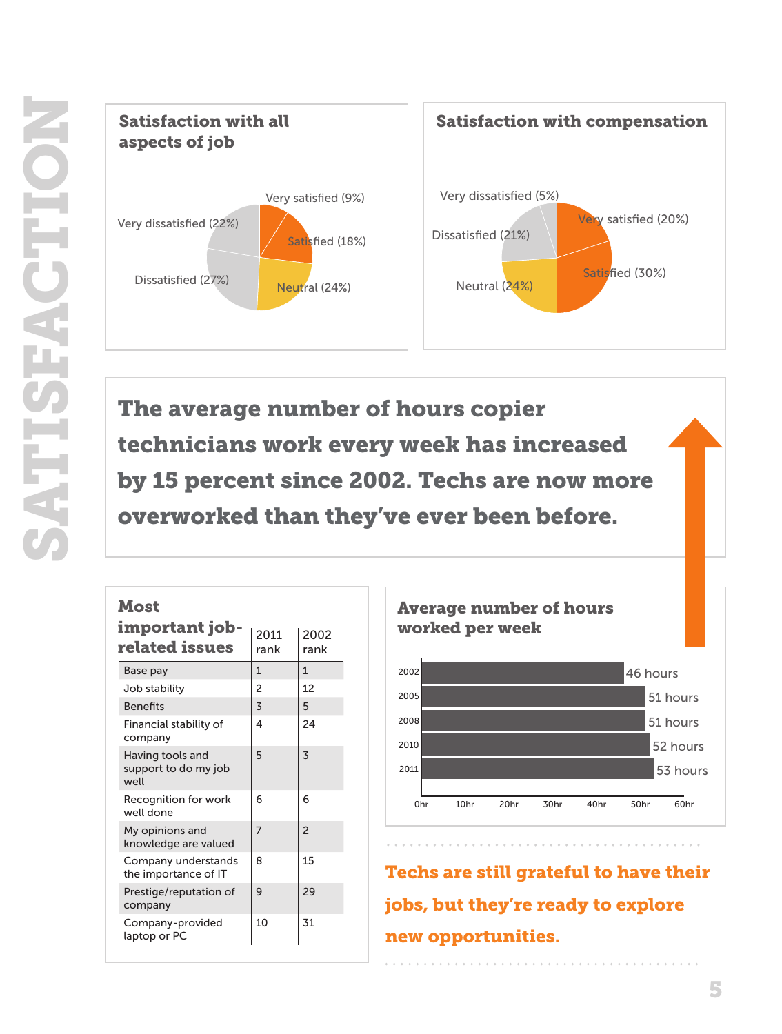# SATISFACTION

### Satisfaction with all aspects of job

- Very satisfied (9%)
- Satisfied (18%)
- Neutral (24%)
- Dissatisfied (27%)
- Very dissatisfied (22%)

### Satisfaction with compensation

- Very satisfied (20%)
- Satisfied (30%)
- Neutral (24%)
- Dissatisfied (21%)
- Very dissatisfied (5%)

## The average number of hours copier technicians work every week has increased by 15 percent since 2002. Techs are now more overworked than they've ever been before.

### Most important job-related issues

| Most important job-related issues | 2011 rank | 2002 rank |
|---|---|---|
| Base pay | 1 | 1 |
| Job stability | 2 | 12 |
| Benefits | 3 | 5 |
| Financial stability of company | 4 | 24 |
| Having tools and support to do my job well | 5 | 3 |
| Recognition for work well done | 6 | 6 |
| My opinions and knowledge are valued | 7 | 2 |
| Company understands the importance of IT | 8 | 15 |
| Prestige/reputation of company | 9 | 29 |
| Company-provided laptop or PC | 10 | 31 |

### Average number of hours worked per week

| Year | Hours |
|---|---|
| 2002 | 46 hours |
| 2005 | 51 hours |
| 2008 | 51 hours |
| 2010 | 52 hours |
| 2011 | 53 hours |

**Techs are still grateful to have their jobs, but they're ready to explore new opportunities.**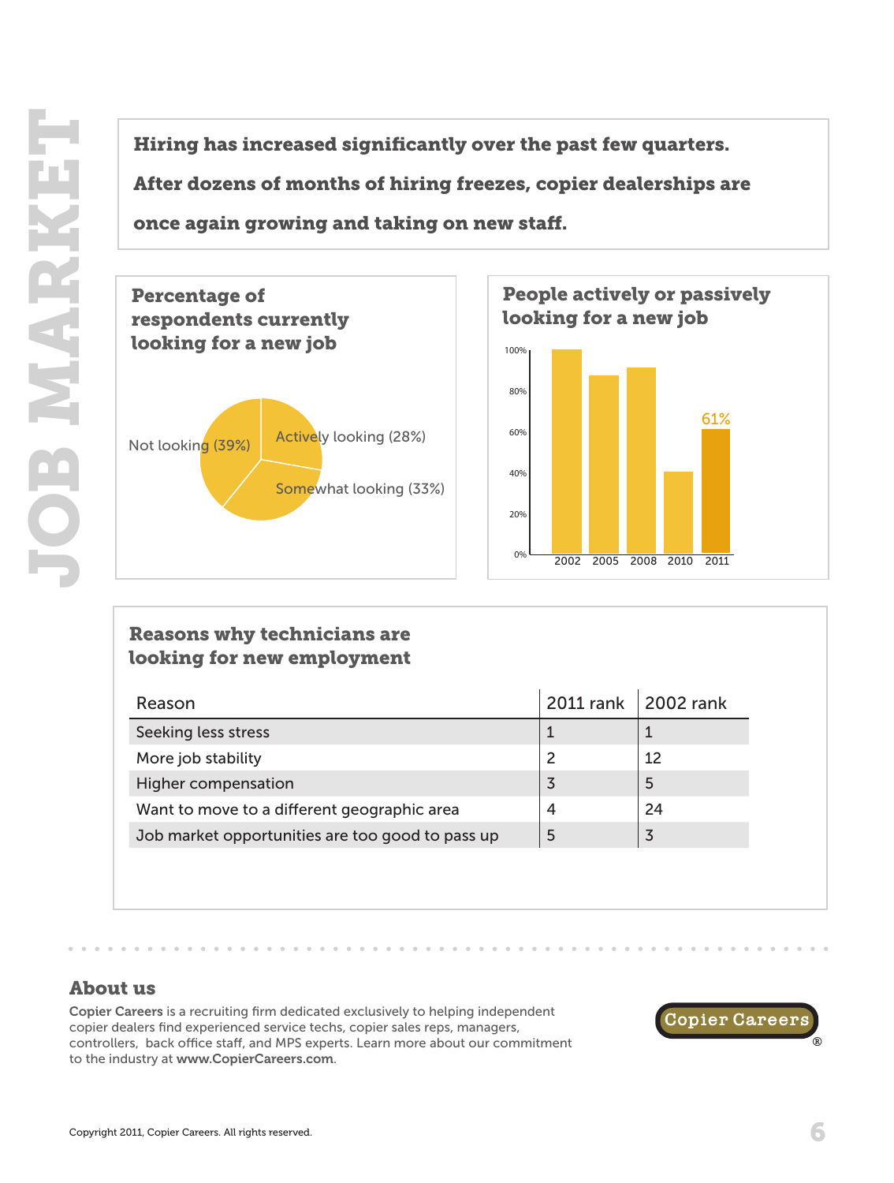# JOB MARKET

**Hiring has increased significantly over the past few quarters.**

**After dozens of months of hiring freezes, copier dealerships are once again growing and taking on new staff.**

### Percentage of respondents currently looking for a new job

Not looking (39%)

Actively looking (28%)

Somewhat looking (33%)

### People actively or passively looking for a new job

100%
80%
60%
40%
20%
0%

2002
2005
2008
2010
2011

61%

### Reasons why technicians are looking for new employment

| Reason | 2011 rank | 2002 rank |
|---|---|---|
| Seeking less stress | 1 | 1 |
| More job stability | 2 | 12 |
| Higher compensation | 3 | 5 |
| Want to move to a different geographic area | 4 | 24 |
| Job market opportunities are too good to pass up | 5 | 3 |

## About us

**Copier Careers** is a recruiting firm dedicated exclusively to helping independent copier dealers find experienced service techs, copier sales reps, managers, controllers, back office staff, and MPS experts. Learn more about our commitment to the industry at **www.CopierCareers.com**.

Copier Careers®

Copyright 2011, Copier Careers. All rights reserved.